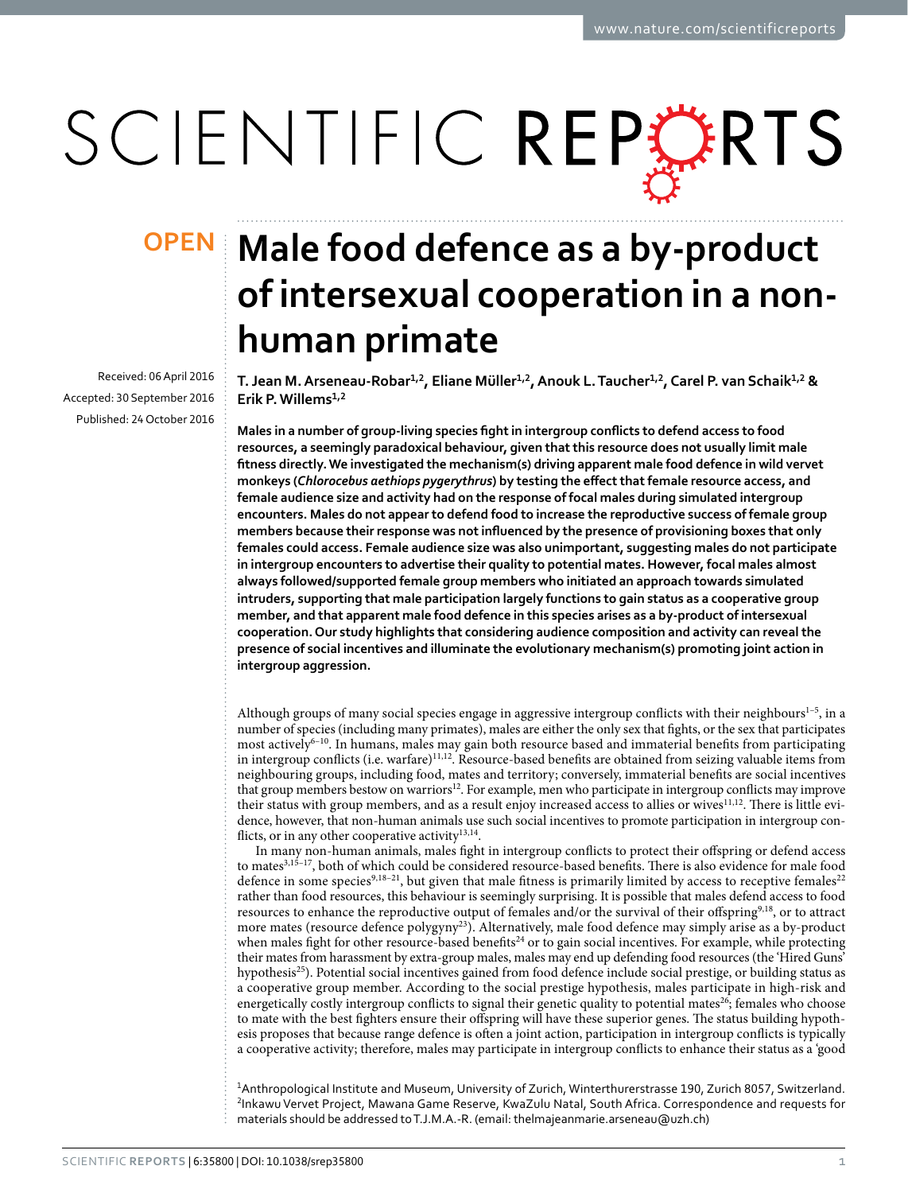# Male food defence as a by-product of intersexual cooperation in a non-human primate

OPEN

Received: 06 April 2016
Accepted: 30 September 2016
Published: 24 October 2016

T. Jean M. Arseneau-Robar[1,2], Eliane Müller[1,2], Anouk L. Taucher[1,2], Carel P. van Schaik[1,2] & Erik P. Willems[1,2]

**Males in a number of group-living species fight in intergroup conflicts to defend access to food resources, a seemingly paradoxical behaviour, given that this resource does not usually limit male fitness directly. We investigated the mechanism(s) driving apparent male food defence in wild vervet monkeys (*Chlorocebus aethiops pygerythrus*) by testing the effect that female resource access, and female audience size and activity had on the response of focal males during simulated intergroup encounters. Males do not appear to defend food to increase the reproductive success of female group members because their response was not influenced by the presence of provisioning boxes that only females could access. Female audience size was also unimportant, suggesting males do not participate in intergroup encounters to advertise their quality to potential mates. However, focal males almost always followed/supported female group members who initiated an approach towards simulated intruders, supporting that male participation largely functions to gain status as a cooperative group member, and that apparent male food defence in this species arises as a by-product of intersexual cooperation. Our study highlights that considering audience composition and activity can reveal the presence of social incentives and illuminate the evolutionary mechanism(s) promoting joint action in intergroup aggression.**

Although groups of many social species engage in aggressive intergroup conflicts with their neighbours[1–5], in a number of species (including many primates), males are either the only sex that fights, or the sex that participates most actively[6–10]. In humans, males may gain both resource based and immaterial benefits from participating in intergroup conflicts (i.e. warfare)[11,12]. Resource-based benefits are obtained from seizing valuable items from neighbouring groups, including food, mates and territory; conversely, immaterial benefits are social incentives that group members bestow on warriors[12]. For example, men who participate in intergroup conflicts may improve their status with group members, and as a result enjoy increased access to allies or wives[11,12]. There is little evidence, however, that non-human animals use such social incentives to promote participation in intergroup conflicts, or in any other cooperative activity[13,14].

In many non-human animals, males fight in intergroup conflicts to protect their offspring or defend access to mates[3,15–17], both of which could be considered resource-based benefits. There is also evidence for male food defence in some species[9,18–21], but given that male fitness is primarily limited by access to receptive females[22] rather than food resources, this behaviour is seemingly surprising. It is possible that males defend access to food resources to enhance the reproductive output of females and/or the survival of their offspring[9,18], or to attract more mates (resource defence polygyny[23]). Alternatively, male food defence may simply arise as a by-product when males fight for other resource-based benefits[24] or to gain social incentives. For example, while protecting their mates from harassment by extra-group males, males may end up defending food resources (the 'Hired Guns' hypothesis[25]). Potential social incentives gained from food defence include social prestige, or building status as a cooperative group member. According to the social prestige hypothesis, males participate in high-risk and energetically costly intergroup conflicts to signal their genetic quality to potential mates[26]; females who choose to mate with the best fighters ensure their offspring will have these superior genes. The status building hypothesis proposes that because range defence is often a joint action, participation in intergroup conflicts is typically a cooperative activity; therefore, males may participate in intergroup conflicts to enhance their status as a 'good

[1]Anthropological Institute and Museum, University of Zurich, Winterthurerstrasse 190, Zurich 8057, Switzerland. [2]Inkawu Vervet Project, Mawana Game Reserve, KwaZulu Natal, South Africa. Correspondence and requests for materials should be addressed to T.J.M.A.-R. (email: thelmajeanmarie.arseneau@uzh.ch)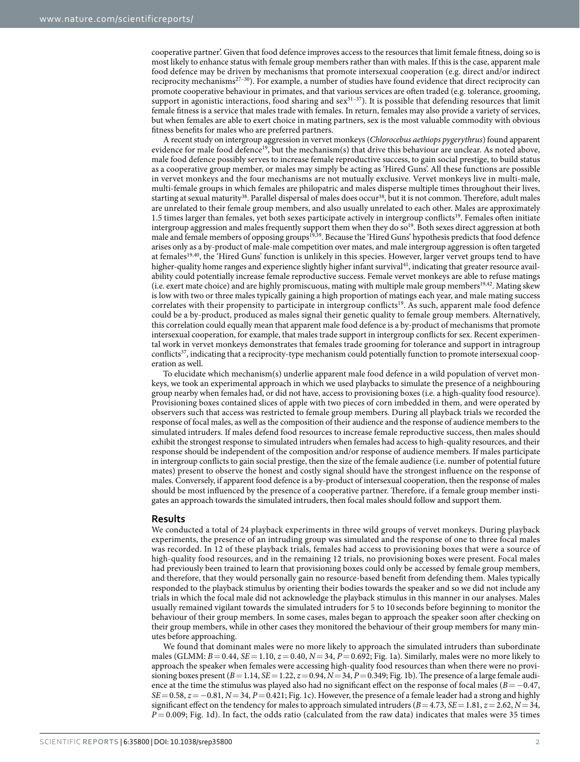cooperative partner'. Given that food defence improves access to the resources that limit female fitness, doing so is most likely to enhance status with female group members rather than with males. If this is the case, apparent male food defence may be driven by mechanisms that promote intersexual cooperation (e.g. direct and/or indirect reciprocity mechanisms[27–30]). For example, a number of studies have found evidence that direct reciprocity can promote cooperative behaviour in primates, and that various services are often traded (e.g. tolerance, grooming, support in agonistic interactions, food sharing and sex[31–37]). It is possible that defending resources that limit female fitness is a service that males trade with females. In return, females may also provide a variety of services, but when females are able to exert choice in mating partners, sex is the most valuable commodity with obvious fitness benefits for males who are preferred partners.

A recent study on intergroup aggression in vervet monkeys (*Chlorocebus aethiops pygerythrus*) found apparent evidence for male food defence[19], but the mechanism(s) that drive this behaviour are unclear. As noted above, male food defence possibly serves to increase female reproductive success, to gain social prestige, to build status as a cooperative group member, or males may simply be acting as 'Hired Guns'. All these functions are possible in vervet monkeys and the four mechanisms are not mutually exclusive. Vervet monkeys live in multi-male, multi-female groups in which females are philopatric and males disperse multiple times throughout their lives, starting at sexual maturity[38]. Parallel dispersal of males does occur[38], but it is not common. Therefore, adult males are unrelated to their female group members, and also usually unrelated to each other. Males are approximately 1.5 times larger than females, yet both sexes participate actively in intergroup conflicts[19]. Females often initiate intergroup aggression and males frequently support them when they do so[19]. Both sexes direct aggression at both male and female members of opposing groups[19,39]. Because the 'Hired Guns' hypothesis predicts that food defence arises only as a by-product of male-male competition over mates, and male intergroup aggression is often targeted at females[19,40], the 'Hired Guns' function is unlikely in this species. However, larger vervet groups tend to have higher-quality home ranges and experience slightly higher infant survival[41], indicating that greater resource availability could potentially increase female reproductive success. Female vervet monkeys are able to refuse matings (i.e. exert mate choice) and are highly promiscuous, mating with multiple male group members[19,42]. Mating skew is low with two or three males typically gaining a high proportion of matings each year, and male mating success correlates with their propensity to participate in intergroup conflicts[19]. As such, apparent male food defence could be a by-product, produced as males signal their genetic quality to female group members. Alternatively, this correlation could equally mean that apparent male food defence is a by-product of mechanisms that promote intersexual cooperation, for example, that males trade support in intergroup conflicts for sex. Recent experimental work in vervet monkeys demonstrates that females trade grooming for tolerance and support in intragroup conflicts[37], indicating that a reciprocity-type mechanism could potentially function to promote intersexual cooperation as well.

To elucidate which mechanism(s) underlie apparent male food defence in a wild population of vervet monkeys, we took an experimental approach in which we used playbacks to simulate the presence of a neighbouring group nearby when females had, or did not have, access to provisioning boxes (i.e. a high-quality food resource). Provisioning boxes contained slices of apple with two pieces of corn imbedded in them, and were operated by observers such that access was restricted to female group members. During all playback trials we recorded the response of focal males, as well as the composition of their audience and the response of audience members to the simulated intruders. If males defend food resources to increase female reproductive success, then males should exhibit the strongest response to simulated intruders when females had access to high-quality resources, and their response should be independent of the composition and/or response of audience members. If males participate in intergroup conflicts to gain social prestige, then the size of the female audience (i.e. number of potential future mates) present to observe the honest and costly signal should have the strongest influence on the response of males. Conversely, if apparent food defence is a by-product of intersexual cooperation, then the response of males should be most influenced by the presence of a cooperative partner. Therefore, if a female group member instigates an approach towards the simulated intruders, then focal males should follow and support them.

## Results

We conducted a total of 24 playback experiments in three wild groups of vervet monkeys. During playback experiments, the presence of an intruding group was simulated and the response of one to three focal males was recorded. In 12 of these playback trials, females had access to provisioning boxes that were a source of high-quality food resources, and in the remaining 12 trials, no provisioning boxes were present. Focal males had previously been trained to learn that provisioning boxes could only be accessed by female group members, and therefore, that they would personally gain no resource-based benefit from defending them. Males typically responded to the playback stimulus by orienting their bodies towards the speaker and so we did not include any trials in which the focal male did not acknowledge the playback stimulus in this manner in our analyses. Males usually remained vigilant towards the simulated intruders for 5 to 10 seconds before beginning to monitor the behaviour of their group members. In some cases, males began to approach the speaker soon after checking on their group members, while in other cases they monitored the behaviour of their group members for many minutes before approaching.

We found that dominant males were no more likely to approach the simulated intruders than subordinate males (GLMM: $B = 0.44$, $SE = 1.10$, $z = 0.40$, $N = 34$, $P = 0.692$; Fig. 1a). Similarly, males were no more likely to approach the speaker when females were accessing high-quality food resources than when there were no provisioning boxes present ($B = 1.14$, $SE = 1.22$, $z = 0.94$, $N = 34$, $P = 0.349$; Fig. 1b). The presence of a large female audience at the time the stimulus was played also had no significant effect on the response of focal males ($B = -0.47$, $SE = 0.58$, $z = -0.81$, $N = 34$, $P = 0.421$; Fig. 1c). However, the presence of a female leader had a strong and highly significant effect on the tendency for males to approach simulated intruders ($B = 4.73$, $SE = 1.81$, $z = 2.62$, $N = 34$, $P = 0.009$; Fig. 1d). In fact, the odds ratio (calculated from the raw data) indicates that males were 35 times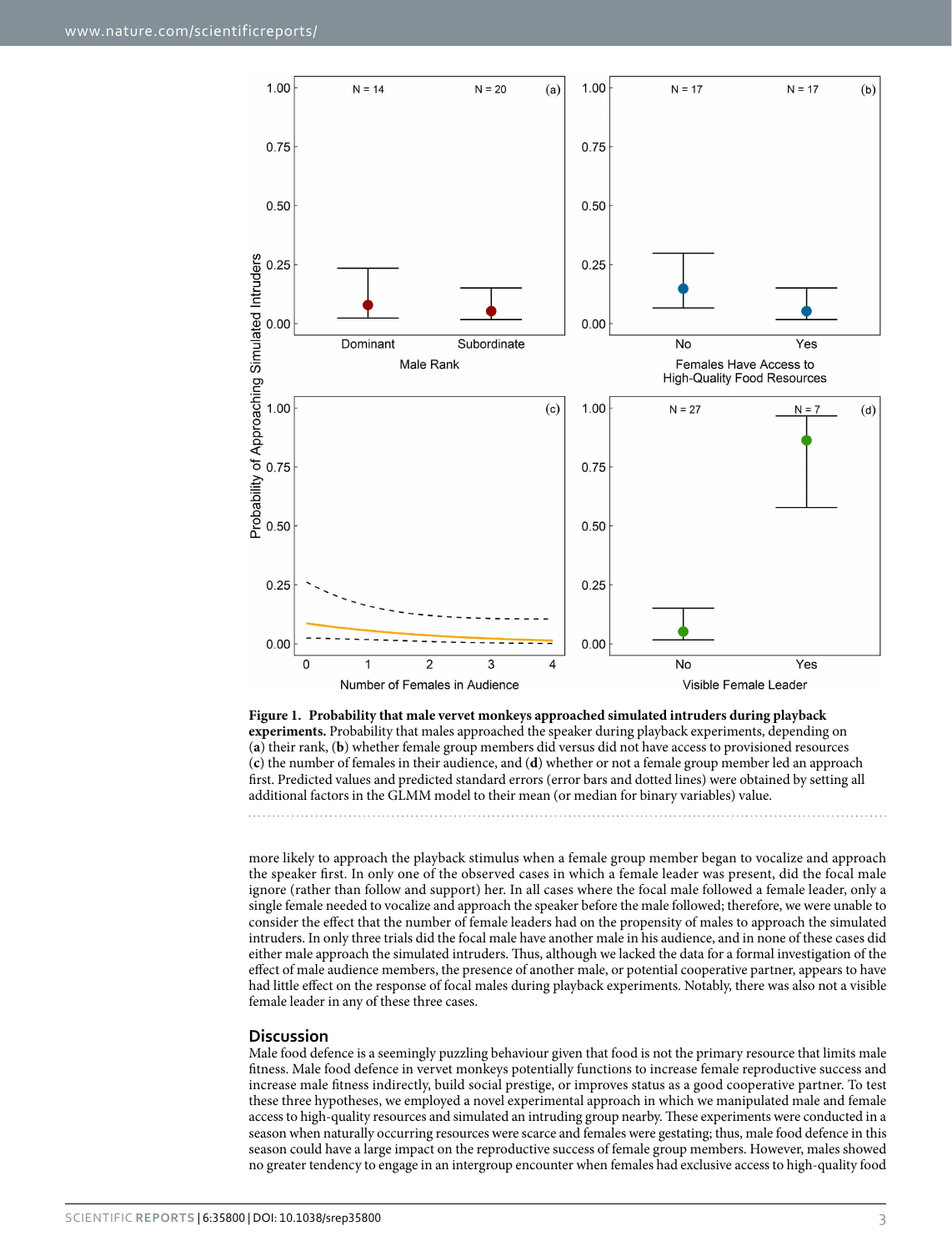Probability of Approaching Simulated Intruders

(a)
N = 14
N = 20
1.00
0.75
0.50
0.25
0.00
Dominant
Subordinate
Male Rank

(b)
N = 17
N = 17
1.00
0.75
0.50
0.25
0.00
No
Yes
Females Have Access to High-Quality Food Resources

(c)
1.00
0.75
0.50
0.25
0.00
0
1
2
3
4
Number of Females in Audience

(d)
N = 27
N = 7
1.00
0.75
0.50
0.25
0.00
No
Yes
Visible Female Leader

**Figure 1. Probability that male vervet monkeys approached simulated intruders during playback experiments.** Probability that males approached the speaker during playback experiments, depending on (**a**) their rank, (**b**) whether female group members did versus did not have access to provisioned resources (**c**) the number of females in their audience, and (**d**) whether or not a female group member led an approach first. Predicted values and predicted standard errors (error bars and dotted lines) were obtained by setting all additional factors in the GLMM model to their mean (or median for binary variables) value.

more likely to approach the playback stimulus when a female group member began to vocalize and approach the speaker first. In only one of the observed cases in which a female leader was present, did the focal male ignore (rather than follow and support) her. In all cases where the focal male followed a female leader, only a single female needed to vocalize and approach the speaker before the male followed; therefore, we were unable to consider the effect that the number of female leaders had on the propensity of males to approach the simulated intruders. In only three trials did the focal male have another male in his audience, and in none of these cases did either male approach the simulated intruders. Thus, although we lacked the data for a formal investigation of the effect of male audience members, the presence of another male, or potential cooperative partner, appears to have had little effect on the response of focal males during playback experiments. Notably, there was also not a visible female leader in any of these three cases.

## Discussion

Male food defence is a seemingly puzzling behaviour given that food is not the primary resource that limits male fitness. Male food defence in vervet monkeys potentially functions to increase female reproductive success and increase male fitness indirectly, build social prestige, or improves status as a good cooperative partner. To test these three hypotheses, we employed a novel experimental approach in which we manipulated male and female access to high-quality resources and simulated an intruding group nearby. These experiments were conducted in a season when naturally occurring resources were scarce and females were gestating; thus, male food defence in this season could have a large impact on the reproductive success of female group members. However, males showed no greater tendency to engage in an intergroup encounter when females had exclusive access to high-quality food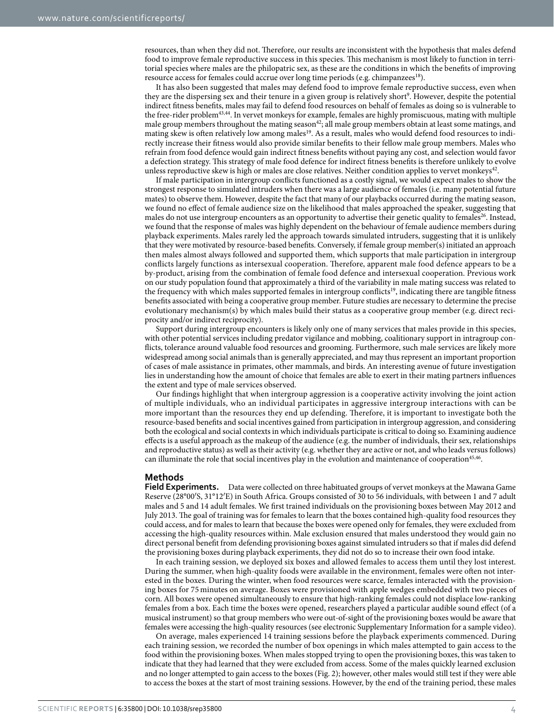resources, than when they did not. Therefore, our results are inconsistent with the hypothesis that males defend food to improve female reproductive success in this species. This mechanism is most likely to function in territorial species where males are the philopatric sex, as these are the conditions in which the benefits of improving resource access for females could accrue over long time periods (e.g. chimpanzees[18]).

It has also been suggested that males may defend food to improve female reproductive success, even when they are the dispersing sex and their tenure in a given group is relatively short[9]. However, despite the potential indirect fitness benefits, males may fail to defend food resources on behalf of females as doing so is vulnerable to the free-rider problem[43,44]. In vervet monkeys for example, females are highly promiscuous, mating with multiple male group members throughout the mating season[42]; all male group members obtain at least some matings, and mating skew is often relatively low among males[19]. As a result, males who would defend food resources to indirectly increase their fitness would also provide similar benefits to their fellow male group members. Males who refrain from food defence would gain indirect fitness benefits without paying any cost, and selection would favor a defection strategy. This strategy of male food defence for indirect fitness benefits is therefore unlikely to evolve unless reproductive skew is high or males are close relatives. Neither condition applies to vervet monkeys[42].

If male participation in intergroup conflicts functioned as a costly signal, we would expect males to show the strongest response to simulated intruders when there was a large audience of females (i.e. many potential future mates) to observe them. However, despite the fact that many of our playbacks occurred during the mating season, we found no effect of female audience size on the likelihood that males approached the speaker, suggesting that males do not use intergroup encounters as an opportunity to advertise their genetic quality to females[26]. Instead, we found that the response of males was highly dependent on the behaviour of female audience members during playback experiments. Males rarely led the approach towards simulated intruders, suggesting that it is unlikely that they were motivated by resource-based benefits. Conversely, if female group member(s) initiated an approach then males almost always followed and supported them, which supports that male participation in intergroup conflicts largely functions as intersexual cooperation. Therefore, apparent male food defence appears to be a by-product, arising from the combination of female food defence and intersexual cooperation. Previous work on our study population found that approximately a third of the variability in male mating success was related to the frequency with which males supported females in intergroup conflicts[19], indicating there are tangible fitness benefits associated with being a cooperative group member. Future studies are necessary to determine the precise evolutionary mechanism(s) by which males build their status as a cooperative group member (e.g. direct reciprocity and/or indirect reciprocity).

Support during intergroup encounters is likely only one of many services that males provide in this species, with other potential services including predator vigilance and mobbing, coalitionary support in intragroup conflicts, tolerance around valuable food resources and grooming. Furthermore, such male services are likely more widespread among social animals than is generally appreciated, and may thus represent an important proportion of cases of male assistance in primates, other mammals, and birds. An interesting avenue of future investigation lies in understanding how the amount of choice that females are able to exert in their mating partners influences the extent and type of male services observed.

Our findings highlight that when intergroup aggression is a cooperative activity involving the joint action of multiple individuals, who an individual participates in aggressive intergroup interactions with can be more important than the resources they end up defending. Therefore, it is important to investigate both the resource-based benefits and social incentives gained from participation in intergroup aggression, and considering both the ecological and social contexts in which individuals participate is critical to doing so. Examining audience effects is a useful approach as the makeup of the audience (e.g. the number of individuals, their sex, relationships and reproductive status) as well as their activity (e.g. whether they are active or not, and who leads versus follows) can illuminate the role that social incentives play in the evolution and maintenance of cooperation[45,46].

## Methods

**Field Experiments.** Data were collected on three habituated groups of vervet monkeys at the Mawana Game Reserve (28°00′S, 31°12′E) in South Africa. Groups consisted of 30 to 56 individuals, with between 1 and 7 adult males and 5 and 14 adult females. We first trained individuals on the provisioning boxes between May 2012 and July 2013. The goal of training was for females to learn that the boxes contained high-quality food resources they could access, and for males to learn that because the boxes were opened only for females, they were excluded from accessing the high-quality resources within. Male exclusion ensured that males understood they would gain no direct personal benefit from defending provisioning boxes against simulated intruders so that if males did defend the provisioning boxes during playback experiments, they did not do so to increase their own food intake.

In each training session, we deployed six boxes and allowed females to access them until they lost interest. During the summer, when high-quality foods were available in the environment, females were often not interested in the boxes. During the winter, when food resources were scarce, females interacted with the provisioning boxes for 75 minutes on average. Boxes were provisioned with apple wedges embedded with two pieces of corn. All boxes were opened simultaneously to ensure that high-ranking females could not displace low-ranking females from a box. Each time the boxes were opened, researchers played a particular audible sound effect (of a musical instrument) so that group members who were out-of-sight of the provisioning boxes would be aware that females were accessing the high-quality resources (see electronic Supplementary Information for a sample video).

On average, males experienced 14 training sessions before the playback experiments commenced. During each training session, we recorded the number of box openings in which males attempted to gain access to the food within the provisioning boxes. When males stopped trying to open the provisioning boxes, this was taken to indicate that they had learned that they were excluded from access. Some of the males quickly learned exclusion and no longer attempted to gain access to the boxes (Fig. 2); however, other males would still test if they were able to access the boxes at the start of most training sessions. However, by the end of the training period, these males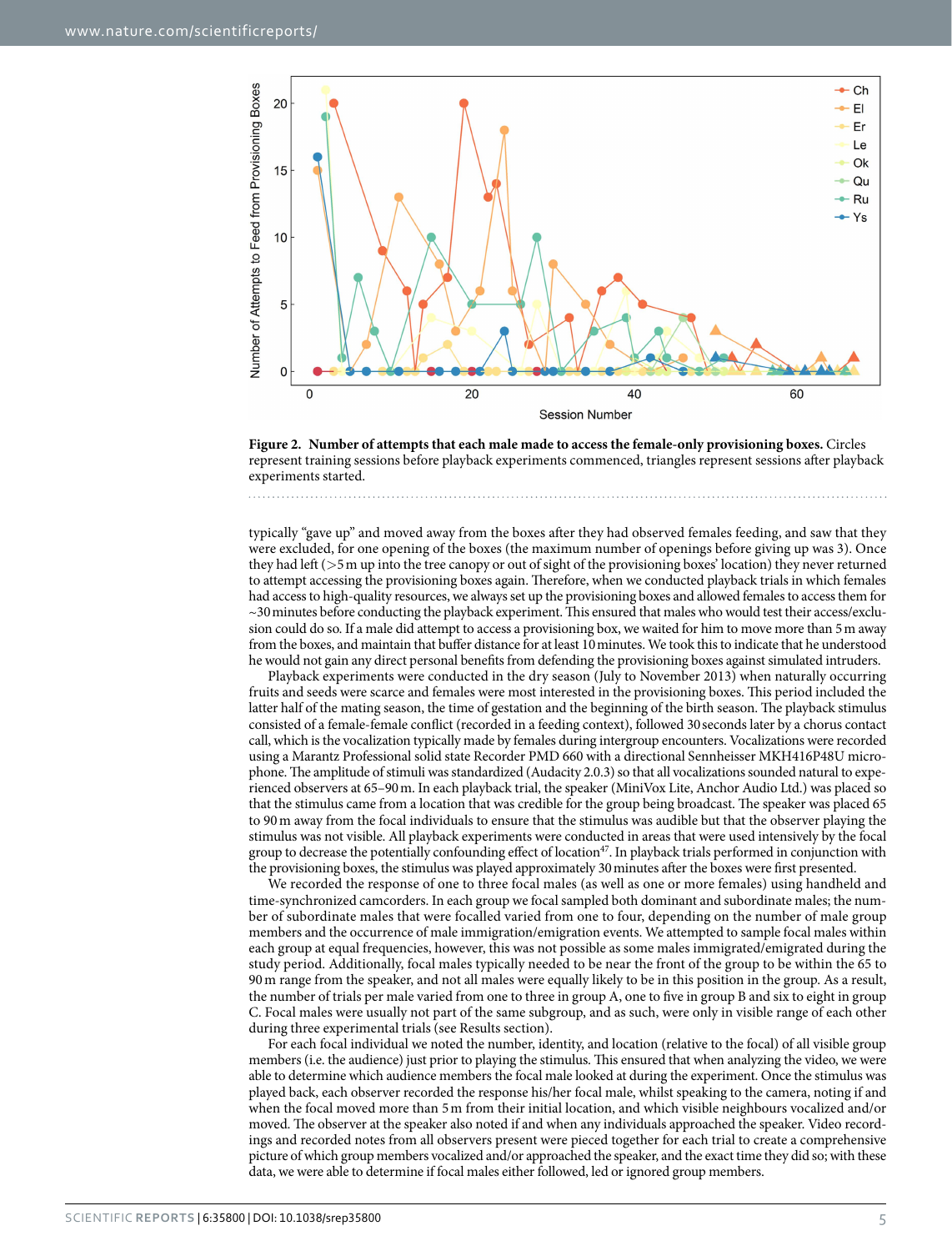Number of Attempts to Feed from Provisioning Boxes

0
5
10
15
20

0
20
40
60

Session Number

Ch
El
Er
Le
Ok
Qu
Ru
Ys

**Figure 2. Number of attempts that each male made to access the female-only provisioning boxes.** Circles represent training sessions before playback experiments commenced, triangles represent sessions after playback experiments started.

typically "gave up" and moved away from the boxes after they had observed females feeding, and saw that they were excluded, for one opening of the boxes (the maximum number of openings before giving up was 3). Once they had left (>5 m up into the tree canopy or out of sight of the provisioning boxes' location) they never returned to attempt accessing the provisioning boxes again. Therefore, when we conducted playback trials in which females had access to high-quality resources, we always set up the provisioning boxes and allowed females to access them for ~30 minutes before conducting the playback experiment. This ensured that males who would test their access/exclusion could do so. If a male did attempt to access a provisioning box, we waited for him to move more than 5 m away from the boxes, and maintain that buffer distance for at least 10 minutes. We took this to indicate that he understood he would not gain any direct personal benefits from defending the provisioning boxes against simulated intruders.

Playback experiments were conducted in the dry season (July to November 2013) when naturally occurring fruits and seeds were scarce and females were most interested in the provisioning boxes. This period included the latter half of the mating season, the time of gestation and the beginning of the birth season. The playback stimulus consisted of a female-female conflict (recorded in a feeding context), followed 30 seconds later by a chorus contact call, which is the vocalization typically made by females during intergroup encounters. Vocalizations were recorded using a Marantz Professional solid state Recorder PMD 660 with a directional Sennheisser MKH416P48U microphone. The amplitude of stimuli was standardized (Audacity 2.0.3) so that all vocalizations sounded natural to experienced observers at 65–90 m. In each playback trial, the speaker (MiniVox Lite, Anchor Audio Ltd.) was placed so that the stimulus came from a location that was credible for the group being broadcast. The speaker was placed 65 to 90 m away from the focal individuals to ensure that the stimulus was audible but that the observer playing the stimulus was not visible. All playback experiments were conducted in areas that were used intensively by the focal group to decrease the potentially confounding effect of location[47]. In playback trials performed in conjunction with the provisioning boxes, the stimulus was played approximately 30 minutes after the boxes were first presented.

We recorded the response of one to three focal males (as well as one or more females) using handheld and time-synchronized camcorders. In each group we focal sampled both dominant and subordinate males; the number of subordinate males that were focalled varied from one to four, depending on the number of male group members and the occurrence of male immigration/emigration events. We attempted to sample focal males within each group at equal frequencies, however, this was not possible as some males immigrated/emigrated during the study period. Additionally, focal males typically needed to be near the front of the group to be within the 65 to 90 m range from the speaker, and not all males were equally likely to be in this position in the group. As a result, the number of trials per male varied from one to three in group A, one to five in group B and six to eight in group C. Focal males were usually not part of the same subgroup, and as such, were only in visible range of each other during three experimental trials (see Results section).

For each focal individual we noted the number, identity, and location (relative to the focal) of all visible group members (i.e. the audience) just prior to playing the stimulus. This ensured that when analyzing the video, we were able to determine which audience members the focal male looked at during the experiment. Once the stimulus was played back, each observer recorded the response his/her focal male, whilst speaking to the camera, noting if and when the focal moved more than 5 m from their initial location, and which visible neighbours vocalized and/or moved. The observer at the speaker also noted if and when any individuals approached the speaker. Video recordings and recorded notes from all observers present were pieced together for each trial to create a comprehensive picture of which group members vocalized and/or approached the speaker, and the exact time they did so; with these data, we were able to determine if focal males either followed, led or ignored group members.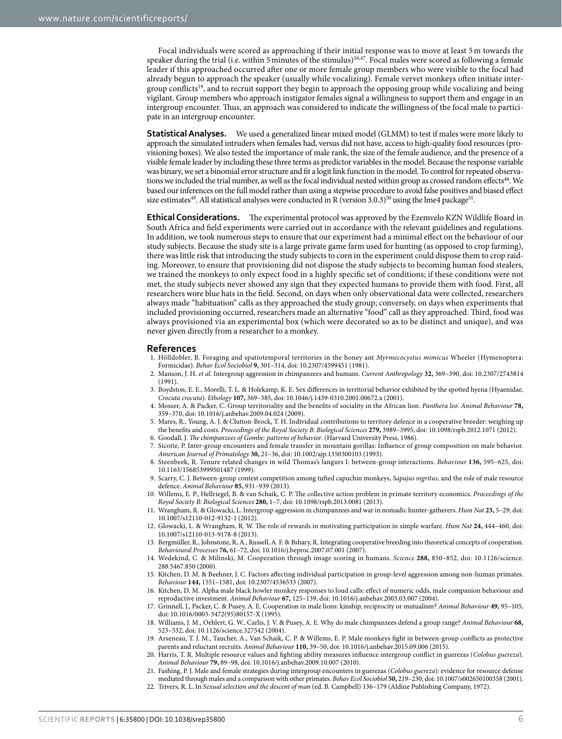Focal individuals were scored as approaching if their initial response was to move at least 5 m towards the speaker during the trial (i.e. within 5 minutes of the stimulus)[16,47]. Focal males were scored as following a female leader if this approached occurred after one or more female group members who were visible to the focal had already begun to approach the speaker (usually while vocalizing). Female vervet monkeys often initiate intergroup conflicts[19], and to recruit support they begin to approach the opposing group while vocalizing and being vigilant. Group members who approach instigator females signal a willingness to support them and engage in an intergroup encounter. Thus, an approach was considered to indicate the willingness of the focal male to participate in an intergroup encounter.

**Statistical Analyses.** We used a generalized linear mixed model (GLMM) to test if males were more likely to approach the simulated intruders when females had, versus did not have, access to high-quality food resources (provisioning boxes). We also tested the importance of male rank, the size of the female audience, and the presence of a visible female leader by including these three terms as predictor variables in the model. Because the response variable was binary, we set a binomial error structure and fit a logit link function in the model. To control for repeated observations we included the trial number, as well as the focal individual nested within group as crossed random effects[48]. We based our inferences on the full model rather than using a stepwise procedure to avoid false positives and biased effect size estimates[49]. All statistical analyses were conducted in R (version 3.0.3)[50] using the lme4 package[51].

**Ethical Considerations.** The experimental protocol was approved by the Ezemvelo KZN Wildlife Board in South Africa and field experiments were carried out in accordance with the relevant guidelines and regulations. In addition, we took numerous steps to ensure that our experiment had a minimal effect on the behaviour of our study subjects. Because the study site is a large private game farm used for hunting (as opposed to crop farming), there was little risk that introducing the study subjects to corn in the experiment could dispose them to crop raiding. Moreover, to ensure that provisioning did not dispose the study subjects to becoming human food stealers, we trained the monkeys to only expect food in a highly specific set of conditions; if these conditions were not met, the study subjects never showed any sign that they expected humans to provide them with food. First, all researchers wore blue hats in the field. Second, on days when only observational data were collected, researchers always made "habituation" calls as they approached the study group; conversely, on days when experiments that included provisioning occurred, researchers made an alternative "food" call as they approached. Third, food was always provisioned via an experimental box (which were decorated so as to be distinct and unique), and was never given directly from a researcher to a monkey.

## References

1. Hölldobler, B. Foraging and spatiotemporal territories in the honey ant *Myrmecocystus mimicus* Wheeler (Hymenoptera: Formicidae). *Behav Ecol Sociobiol* **9,** 301–314, doi: 10.2307/4599451 (1981).
2. Manson, J. H. *et al.* Intergroup aggression in chimpanzees and humans. *Current Anthropology* **32,** 369–390, doi: 10.2307/2743814 (1991).
3. Boydston, E. E., Morelli, T. L. & Holekamp, K. E. Sex differences in territorial behavior exhibited by the spotted hyena (Hyaenidae, *Crocuta crocuta*). *Ethology* **107,** 369–385, doi: 10.1046/j.1439-0310.2001.00672.x (2001).
4. Mosser, A. & Packer, C. Group territoriality and the benefits of sociality in the African lion. *Panthera leo*. *Animal Behaviour* **78,** 359–370, doi: 10.1016/j.anbehav.2009.04.024 (2009).
5. Mares, R., Young, A. J. & Clutton-Brock, T. H. Individual contributions to territory defence in a cooperative breeder: weighing up the benefits and costs. *Proceedings of the Royal Society B: Biological Sciences* **279,** 3989–3995, doi: 10.1098/rspb.2012.1071 (2012).
6. Goodall, J. *The chimpanzees of Gombe: patterns of behavior*. (Harvard University Press, 1986).
7. Sicotte, P. Inter-group encounters and female transfer in mountain gorillas: Influence of group composition on male behavior. *American Journal of Primatology* **30,** 21–36, doi: 10.1002/ajp.1350300103 (1993).
8. Steenbeek, R. Tenure related changes in wild Thomas's langurs I: between-group interactions. *Behaviour* **136,** 595–625, doi: 10.1163/156853999501487 (1999).
9. Scarry, C. J. Between-group contest competition among tufted capuchin monkeys, *Sapajus nigritus*, and the role of male resource defence. *Animal Behaviour* **85,** 931–939 (2013).
10. Willems, E. P., Hellriegel, B. & van Schaik, C. P. The collective action problem in primate territory economics. *Proceedings of the Royal Society B: Biological Sciences* **280,** 1–7, doi: 10.1098/rspb.2013.0081 (2013).
11. Wrangham, R. & Glowacki, L. Intergroup aggression in chimpanzees and war in nomadic hunter-gatherers. *Hum Nat* **23,** 5–29, doi: 10.1007/s12110-012-9132-1 (2012).
12. Glowacki, L. & Wrangham, R. W. The role of rewards in motivating participation in simple warfare. *Hum Nat* **24,** 444–460, doi: 10.1007/s12110-013-9178-8 (2013).
13. Bergmüller, R., Johnstone, R. A., Russell, A. F. & Bshary, R. Integrating cooperative breeding into theoretical concepts of cooperation. *Behavioural Processes* **76,** 61–72, doi: 10.1016/j.beproc.2007.07.001 (2007).
14. Wedekind, C. & Milinski, M. Cooperation through image scoring in humans. *Science* **288,** 850–852, doi: 10.1126/science.288.5467.850 (2000).
15. Kitchen, D. M. & Beehner, J. C. Factors affecting individual participation in group-level aggression among non-human primates. *Behaviour* **144,** 1551–1581, doi: 10.2307/4536533 (2007).
16. Kitchen, D. M. Alpha male black howler monkey responses to loud calls: effect of numeric odds, male companion behaviour and reproductive investment. *Animal Behaviour* **67,** 125–139, doi: 10.1016/j.anbehav.2003.03.007 (2004).
17. Grinnell, J., Packer, C. & Pusey, A. E. Cooperation in male lions: kinship, reciprocity or mutualism? *Animal Behaviour* **49,** 95–105, doi: 10.1016/0003-3472(95)80157-X (1995).
18. Williams, J. M., Oehlert, G. W., Carlis, J. V. & Pusey, A. E. Why do male chimpanzees defend a group range? *Animal Behaviour* **68,** 523–532, doi: 10.1126/science.327542 (2004).
19. Arseneau, T. J. M., Taucher, A., Van Schaik, C. P. & Willems, E. P. Male monkeys fight in between-group conflicts as protective parents and reluctant recruits. *Animal Behaviour* **110,** 39–50, doi: 10.1016/j.anbehav.2015.09.006 (2015).
20. Harris, T. R. Multiple resource values and fighting ability measures influence intergroup conflict in guerezas (*Colobus guereza*). *Animal Behaviour* **79,** 89–98, doi: 10.1016/j.anbehav.2009.10.007 (2010).
21. Fashing, P. J. Male and female strategies during intergroup encounters in guerezas (*Colobus guereza*): evidence for resource defense mediated through males and a comparison with other primates. *Behav Ecol Sociobiol* **50,** 219–230, doi: 10.1007/s002650100358 (2001).
22. Trivers, R. L. In *Sexual selection and the descent of man* (ed. B. Campbell) 136–179 (Aldine Publishing Company, 1972).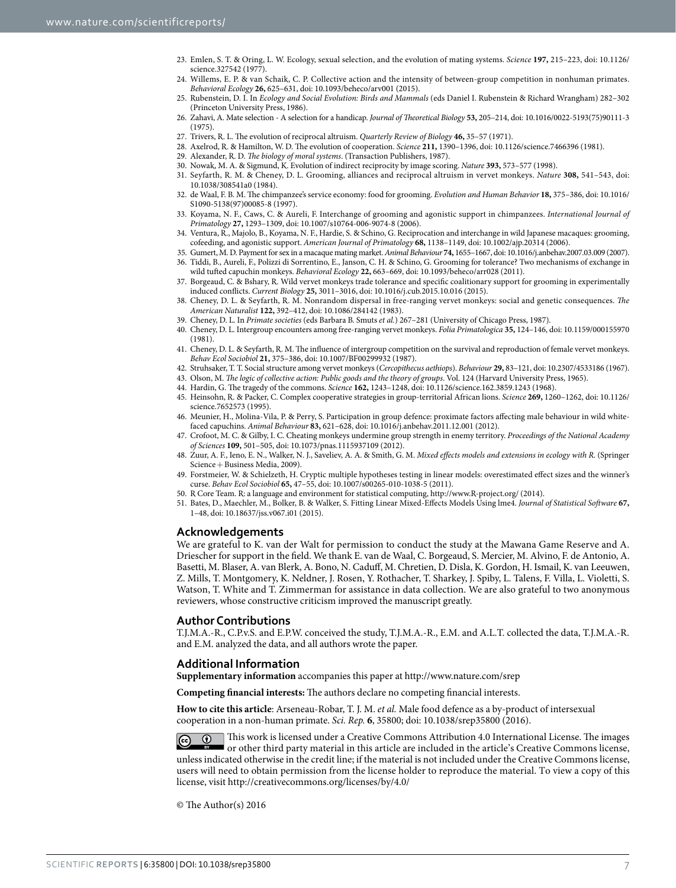23. Emlen, S. T. & Oring, L. W. Ecology, sexual selection, and the evolution of mating systems. *Science* **197,** 215–223, doi: 10.1126/science.327542 (1977).
24. Willems, E. P. & van Schaik, C. P. Collective action and the intensity of between-group competition in nonhuman primates. *Behavioral Ecology* **26,** 625–631, doi: 10.1093/beheco/arv001 (2015).
25. Rubenstein, D. I. In *Ecology and Social Evolution: Birds and Mammals* (eds Daniel I. Rubenstein & Richard Wrangham) 282–302 (Princeton University Press, 1986).
26. Zahavi, A. Mate selection - A selection for a handicap. *Journal of Theoretical Biology* **53,** 205–214, doi: 10.1016/0022-5193(75)90111-3 (1975).
27. Trivers, R. L. The evolution of reciprocal altruism. *Quarterly Review of Biology* **46,** 35–57 (1971).
28. Axelrod, R. & Hamilton, W. D. The evolution of cooperation. *Science* **211,** 1390–1396, doi: 10.1126/science.7466396 (1981).
29. Alexander, R. D. *The biology of moral systems*. (Transaction Publishers, 1987).
30. Nowak, M. A. & Sigmund, K. Evolution of indirect reciprocity by image scoring. *Nature* **393,** 573–577 (1998).
31. Seyfarth, R. M. & Cheney, D. L. Grooming, alliances and reciprocal altruism in vervet monkeys. *Nature* **308,** 541–543, doi: 10.1038/308541a0 (1984).
32. de Waal, F. B. M. The chimpanzee's service economy: food for grooming. *Evolution and Human Behavior* **18,** 375–386, doi: 10.1016/S1090-5138(97)00085-8 (1997).
33. Koyama, N. F., Caws, C. & Aureli, F. Interchange of grooming and agonistic support in chimpanzees. *International Journal of Primatology* **27,** 1293–1309, doi: 10.1007/s10764-006-9074-8 (2006).
34. Ventura, R., Majolo, B., Koyama, N. F., Hardie, S. & Schino, G. Reciprocation and interchange in wild Japanese macaques: grooming, cofeeding, and agonistic support. *American Journal of Primatology* **68,** 1138–1149, doi: 10.1002/ajp.20314 (2006).
35. Gumert, M. D. Payment for sex in a macaque mating market. *Animal Behaviour* **74,** 1655–1667, doi: 10.1016/j.anbehav.2007.03.009 (2007).
36. Tiddi, B., Aureli, F., Polizzi di Sorrentino, E., Janson, C. H. & Schino, G. Grooming for tolerance? Two mechanisms of exchange in wild tufted capuchin monkeys. *Behavioral Ecology* **22,** 663–669, doi: 10.1093/beheco/arr028 (2011).
37. Borgeaud, C. & Bshary, R. Wild vervet monkeys trade tolerance and specific coalitionary support for grooming in experimentally induced conflicts. *Current Biology* **25,** 3011–3016, doi: 10.1016/j.cub.2015.10.016 (2015).
38. Cheney, D. L. & Seyfarth, R. M. Nonrandom dispersal in free-ranging vervet monkeys: social and genetic consequences. *The American Naturalist* **122,** 392–412, doi: 10.1086/284142 (1983).
39. Cheney, D. L. In *Primate societies* (eds Barbara B. Smuts *et al.*) 267–281 (University of Chicago Press, 1987).
40. Cheney, D. L. Intergroup encounters among free-ranging vervet monkeys. *Folia Primatologica* **35,** 124–146, doi: 10.1159/000155970 (1981).
41. Cheney, D. L. & Seyfarth, R. M. The influence of intergroup competition on the survival and reproduction of female vervet monkeys. *Behav Ecol Sociobiol* **21,** 375–386, doi: 10.1007/BF00299932 (1987).
42. Struhsaker, T. T. Social structure among vervet monkeys (*Cercopithecus aethiops*). *Behaviour* **29,** 83–121, doi: 10.2307/4533186 (1967).
43. Olson, M. *The logic of collective action: Public goods and the theory of groups*. Vol. 124 (Harvard University Press, 1965).
44. Hardin, G. The tragedy of the commons. *Science* **162,** 1243–1248, doi: 10.1126/science.162.3859.1243 (1968).
45. Heinsohn, R. & Packer, C. Complex cooperative strategies in group-territorial African lions. *Science* **269,** 1260–1262, doi: 10.1126/science.7652573 (1995).
46. Meunier, H., Molina-Vila, P. & Perry, S. Participation in group defence: proximate factors affecting male behaviour in wild white-faced capuchins. *Animal Behaviour* **83,** 621–628, doi: 10.1016/j.anbehav.2011.12.001 (2012).
47. Crofoot, M. C. & Gilby, I. C. Cheating monkeys undermine group strength in enemy territory. *Proceedings of the National Academy of Sciences* **109,** 501–505, doi: 10.1073/pnas.1115937109 (2012).
48. Zuur, A. F., Ieno, E. N., Walker, N. J., Saveliev, A. A. & Smith, G. M. *Mixed effects models and extensions in ecology with R*. (Springer Science + Business Media, 2009).
49. Forstmeier, W. & Schielzeth, H. Cryptic multiple hypotheses testing in linear models: overestimated effect sizes and the winner's curse. *Behav Ecol Sociobiol* **65,** 47–55, doi: 10.1007/s00265-010-1038-5 (2011).
50. R Core Team. R: a language and environment for statistical computing, http://www.R-project.org/ (2014).
51. Bates, D., Maechler, M., Bolker, B. & Walker, S. Fitting Linear Mixed-Effects Models Using lme4. *Journal of Statistical Software* **67,** 1–48, doi: 10.18637/jss.v067.i01 (2015).

## Acknowledgements

We are grateful to K. van der Walt for permission to conduct the study at the Mawana Game Reserve and A. Driescher for support in the field. We thank E. van de Waal, C. Borgeaud, S. Mercier, M. Alvino, F. de Antonio, A. Basetti, M. Blaser, A. van Blerk, A. Bono, N. Caduff, M. Chretien, D. Disla, K. Gordon, H. Ismail, K. van Leeuwen, Z. Mills, T. Montgomery, K. Neldner, J. Rosen, Y. Rothacher, T. Sharkey, J. Spiby, L. Talens, F. Villa, L. Violetti, S. Watson, T. White and T. Zimmerman for assistance in data collection. We are also grateful to two anonymous reviewers, whose constructive criticism improved the manuscript greatly.

## Author Contributions

T.J.M.A.-R., C.P.v.S. and E.P.W. conceived the study, T.J.M.A.-R., E.M. and A.L.T. collected the data, T.J.M.A.-R. and E.M. analyzed the data, and all authors wrote the paper.

## Additional Information

**Supplementary information** accompanies this paper at http://www.nature.com/srep

**Competing financial interests:** The authors declare no competing financial interests.

**How to cite this article**: Arseneau-Robar, T. J. M. *et al.* Male food defence as a by-product of intersexual cooperation in a non-human primate. *Sci. Rep.* **6**, 35800; doi: 10.1038/srep35800 (2016).

This work is licensed under a Creative Commons Attribution 4.0 International License. The images or other third party material in this article are included in the article's Creative Commons license, unless indicated otherwise in the credit line; if the material is not included under the Creative Commons license, users will need to obtain permission from the license holder to reproduce the material. To view a copy of this license, visit http://creativecommons.org/licenses/by/4.0/

© The Author(s) 2016